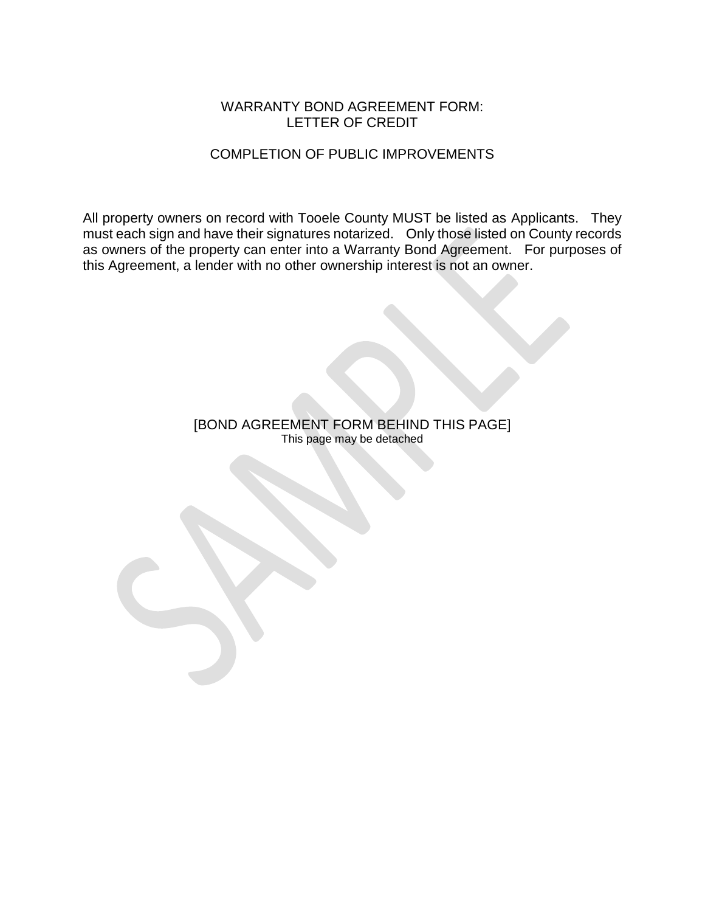# WARRANTY BOND AGREEMENT FORM: LETTER OF CREDIT

## COMPLETION OF PUBLIC IMPROVEMENTS

All property owners on record with Tooele County MUST be listed as Applicants. They must each sign and have their signatures notarized. Only those listed on County records as owners of the property can enter into a Warranty Bond Agreement. For purposes of this Agreement, a lender with no other ownership interest is not an owner.

[BOND AGREEMENT FORM BEHIND THIS PAGE]
This page may be detached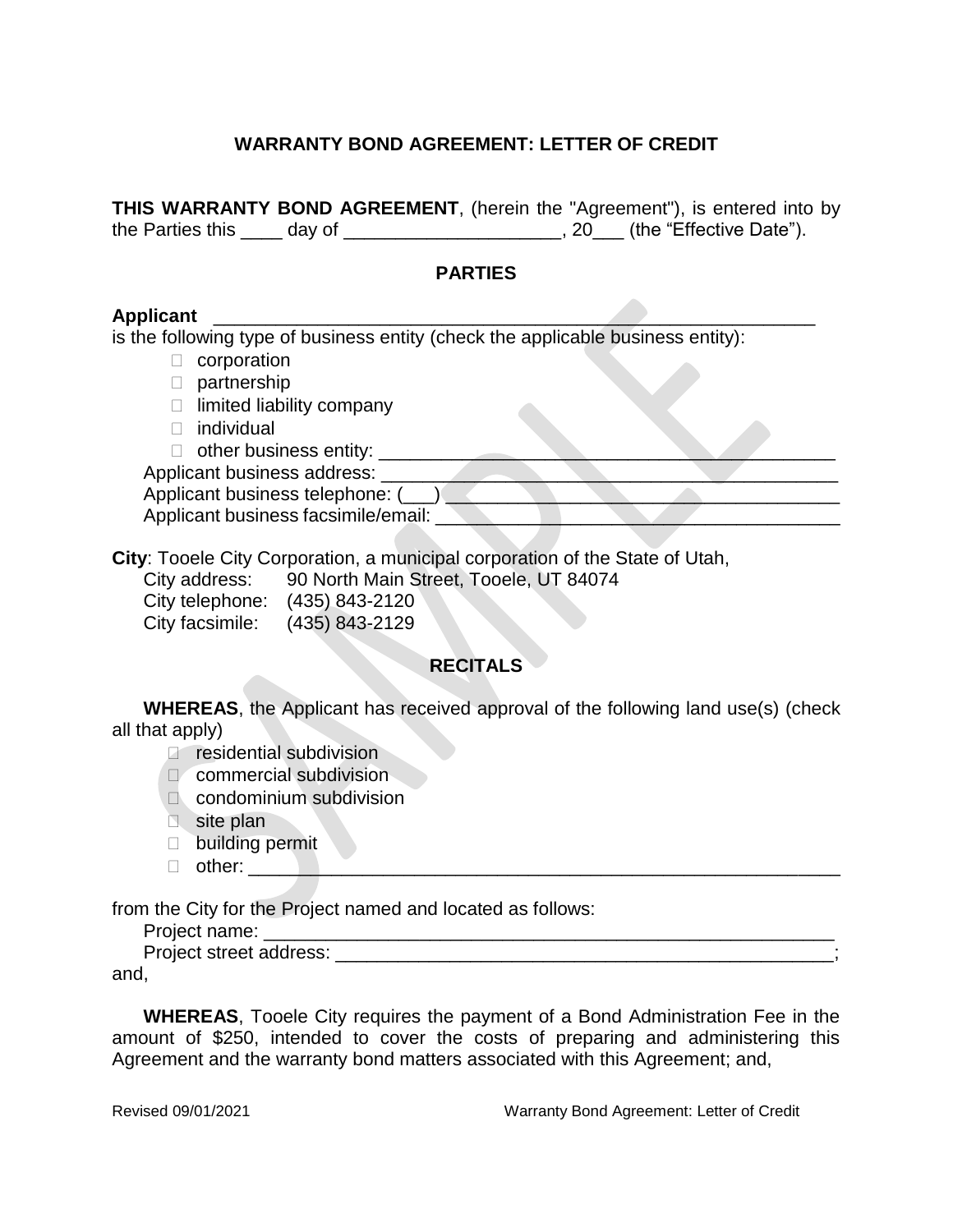## WARRANTY BOND AGREEMENT: LETTER OF CREDIT

**THIS WARRANTY BOND AGREEMENT**, (herein the "Agreement"), is entered into by the Parties this ____ day of _____________________, 20___ (the "Effective Date").

## PARTIES

**Applicant** ____________________________________________________________
is the following type of business entity (check the applicable business entity):

- ☐ corporation
- ☐ partnership
- ☐ limited liability company
- ☐ individual
- ☐ other business entity: _____________________________________________

Applicant business address: _____________________________________________
Applicant business telephone: (___) _____________________________________
Applicant business facsimile/email: _______________________________________

**City**: Tooele City Corporation, a municipal corporation of the State of Utah,
City address: 90 North Main Street, Tooele, UT 84074
City telephone: (435) 843-2120
City facsimile: (435) 843-2129

## RECITALS

**WHEREAS**, the Applicant has received approval of the following land use(s) (check all that apply)

- ☐ residential subdivision
- ☐ commercial subdivision
- ☐ condominium subdivision
- ☐ site plan
- ☐ building permit
- ☐ other: __________________________________________________________

from the City for the Project named and located as follows:
Project name: ________________________________________________________
Project street address: _________________________________________________;
and,

**WHEREAS**, Tooele City requires the payment of a Bond Administration Fee in the amount of $250, intended to cover the costs of preparing and administering this Agreement and the warranty bond matters associated with this Agreement; and,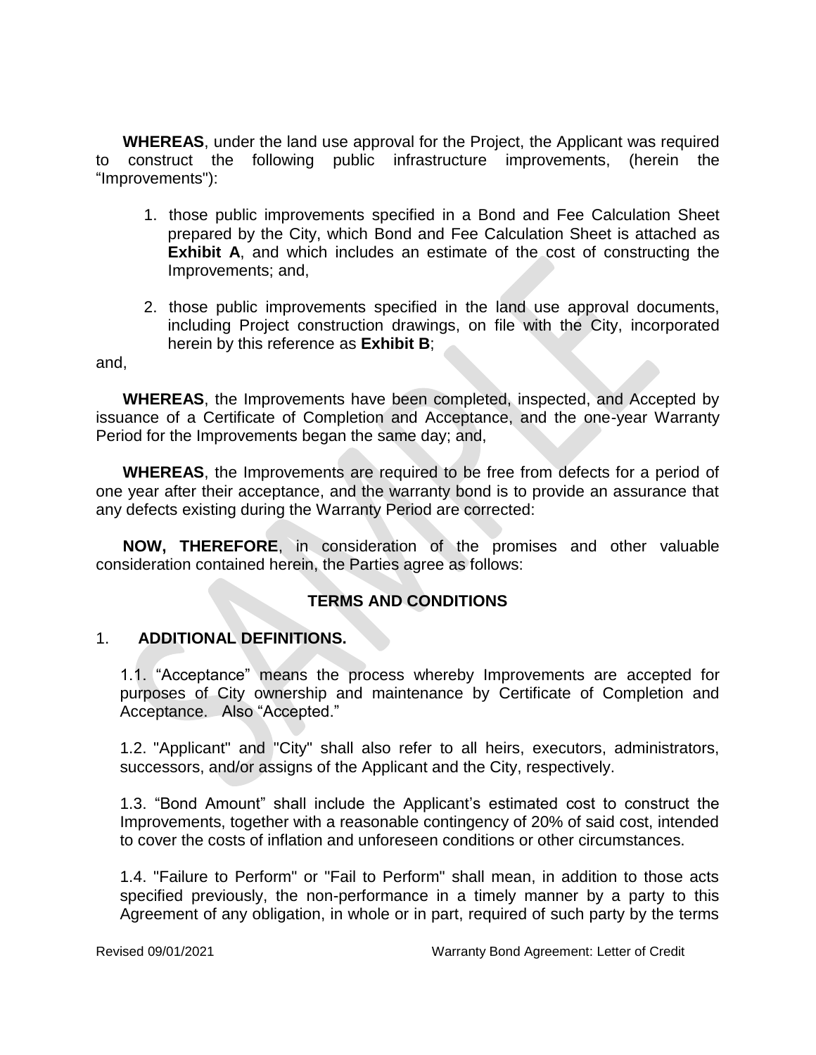**WHEREAS**, under the land use approval for the Project, the Applicant was required to construct the following public infrastructure improvements, (herein the "Improvements"):

1. those public improvements specified in a Bond and Fee Calculation Sheet prepared by the City, which Bond and Fee Calculation Sheet is attached as **Exhibit A**, and which includes an estimate of the cost of constructing the Improvements; and,

2. those public improvements specified in the land use approval documents, including Project construction drawings, on file with the City, incorporated herein by this reference as **Exhibit B**;

and,

**WHEREAS**, the Improvements have been completed, inspected, and Accepted by issuance of a Certificate of Completion and Acceptance, and the one-year Warranty Period for the Improvements began the same day; and,

**WHEREAS**, the Improvements are required to be free from defects for a period of one year after their acceptance, and the warranty bond is to provide an assurance that any defects existing during the Warranty Period are corrected:

**NOW, THEREFORE**, in consideration of the promises and other valuable consideration contained herein, the Parties agree as follows:

## TERMS AND CONDITIONS

### 1. ADDITIONAL DEFINITIONS.

1.1. "Acceptance" means the process whereby Improvements are accepted for purposes of City ownership and maintenance by Certificate of Completion and Acceptance. Also "Accepted."

1.2. "Applicant" and "City" shall also refer to all heirs, executors, administrators, successors, and/or assigns of the Applicant and the City, respectively.

1.3. "Bond Amount" shall include the Applicant's estimated cost to construct the Improvements, together with a reasonable contingency of 20% of said cost, intended to cover the costs of inflation and unforeseen conditions or other circumstances.

1.4. "Failure to Perform" or "Fail to Perform" shall mean, in addition to those acts specified previously, the non-performance in a timely manner by a party to this Agreement of any obligation, in whole or in part, required of such party by the terms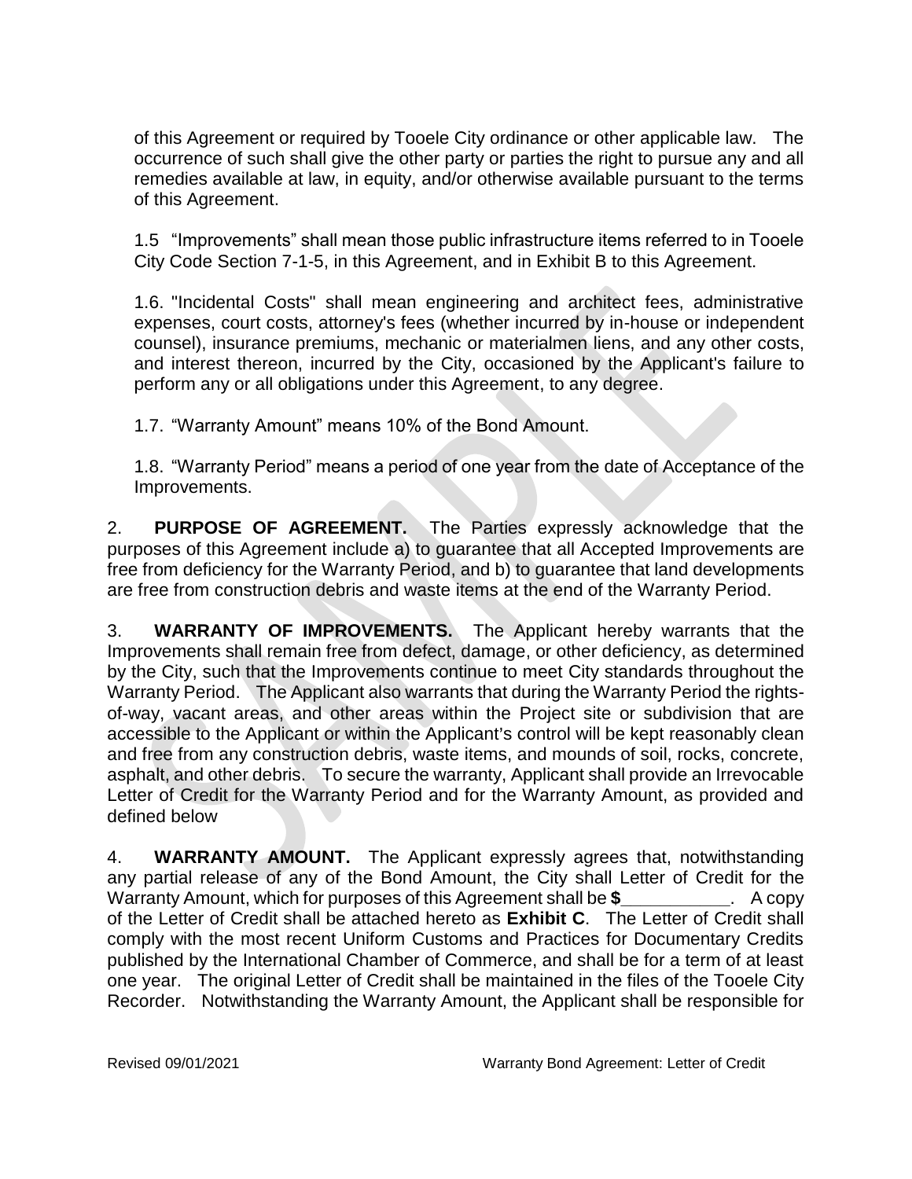of this Agreement or required by Tooele City ordinance or other applicable law. The occurrence of such shall give the other party or parties the right to pursue any and all remedies available at law, in equity, and/or otherwise available pursuant to the terms of this Agreement.

1.5 "Improvements" shall mean those public infrastructure items referred to in Tooele City Code Section 7-1-5, in this Agreement, and in Exhibit B to this Agreement.

1.6. "Incidental Costs" shall mean engineering and architect fees, administrative expenses, court costs, attorney's fees (whether incurred by in-house or independent counsel), insurance premiums, mechanic or materialmen liens, and any other costs, and interest thereon, incurred by the City, occasioned by the Applicant's failure to perform any or all obligations under this Agreement, to any degree.

1.7. "Warranty Amount" means 10% of the Bond Amount.

1.8. "Warranty Period" means a period of one year from the date of Acceptance of the Improvements.

2. **PURPOSE OF AGREEMENT.** The Parties expressly acknowledge that the purposes of this Agreement include a) to guarantee that all Accepted Improvements are free from deficiency for the Warranty Period, and b) to guarantee that land developments are free from construction debris and waste items at the end of the Warranty Period.

3. **WARRANTY OF IMPROVEMENTS.** The Applicant hereby warrants that the Improvements shall remain free from defect, damage, or other deficiency, as determined by the City, such that the Improvements continue to meet City standards throughout the Warranty Period. The Applicant also warrants that during the Warranty Period the rights-of-way, vacant areas, and other areas within the Project site or subdivision that are accessible to the Applicant or within the Applicant's control will be kept reasonably clean and free from any construction debris, waste items, and mounds of soil, rocks, concrete, asphalt, and other debris. To secure the warranty, Applicant shall provide an Irrevocable Letter of Credit for the Warranty Period and for the Warranty Amount, as provided and defined below

4. **WARRANTY AMOUNT.** The Applicant expressly agrees that, notwithstanding any partial release of any of the Bond Amount, the City shall Letter of Credit for the Warranty Amount, which for purposes of this Agreement shall be **$___________**. A copy of the Letter of Credit shall be attached hereto as **Exhibit C**. The Letter of Credit shall comply with the most recent Uniform Customs and Practices for Documentary Credits published by the International Chamber of Commerce, and shall be for a term of at least one year. The original Letter of Credit shall be maintained in the files of the Tooele City Recorder. Notwithstanding the Warranty Amount, the Applicant shall be responsible for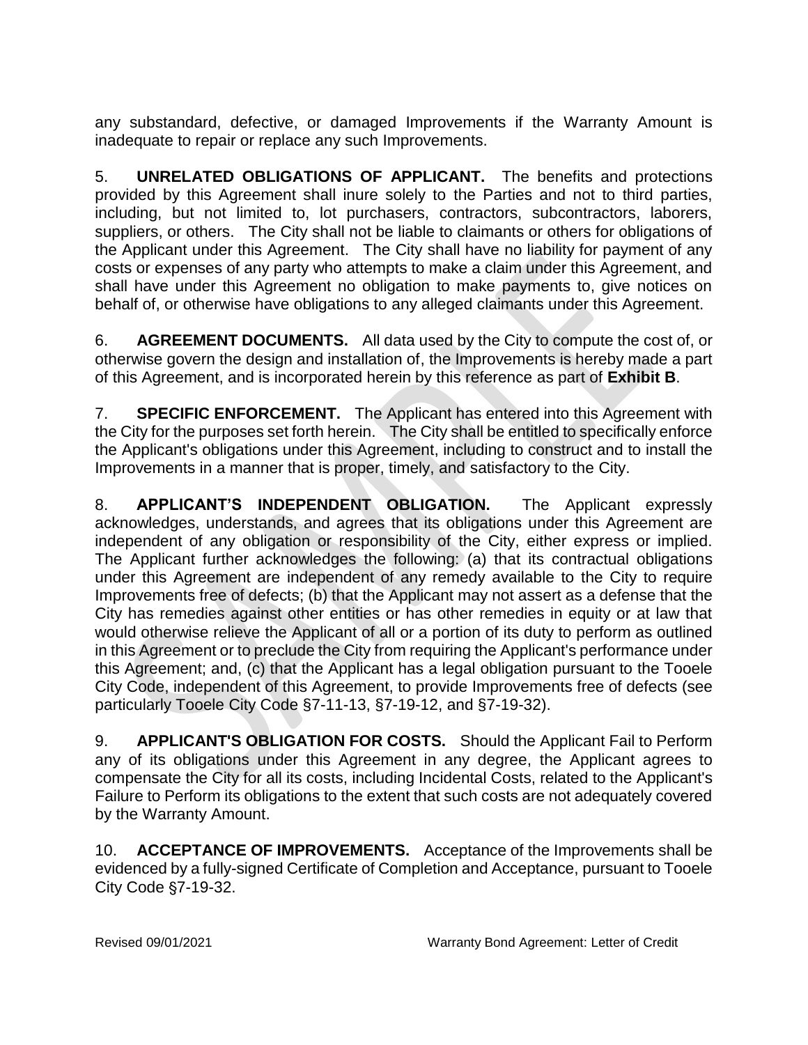any substandard, defective, or damaged Improvements if the Warranty Amount is inadequate to repair or replace any such Improvements.

5. **UNRELATED OBLIGATIONS OF APPLICANT.** The benefits and protections provided by this Agreement shall inure solely to the Parties and not to third parties, including, but not limited to, lot purchasers, contractors, subcontractors, laborers, suppliers, or others. The City shall not be liable to claimants or others for obligations of the Applicant under this Agreement. The City shall have no liability for payment of any costs or expenses of any party who attempts to make a claim under this Agreement, and shall have under this Agreement no obligation to make payments to, give notices on behalf of, or otherwise have obligations to any alleged claimants under this Agreement.

6. **AGREEMENT DOCUMENTS.** All data used by the City to compute the cost of, or otherwise govern the design and installation of, the Improvements is hereby made a part of this Agreement, and is incorporated herein by this reference as part of **Exhibit B**.

7. **SPECIFIC ENFORCEMENT.** The Applicant has entered into this Agreement with the City for the purposes set forth herein. The City shall be entitled to specifically enforce the Applicant's obligations under this Agreement, including to construct and to install the Improvements in a manner that is proper, timely, and satisfactory to the City.

8. **APPLICANT'S INDEPENDENT OBLIGATION.** The Applicant expressly acknowledges, understands, and agrees that its obligations under this Agreement are independent of any obligation or responsibility of the City, either express or implied. The Applicant further acknowledges the following: (a) that its contractual obligations under this Agreement are independent of any remedy available to the City to require Improvements free of defects; (b) that the Applicant may not assert as a defense that the City has remedies against other entities or has other remedies in equity or at law that would otherwise relieve the Applicant of all or a portion of its duty to perform as outlined in this Agreement or to preclude the City from requiring the Applicant's performance under this Agreement; and, (c) that the Applicant has a legal obligation pursuant to the Tooele City Code, independent of this Agreement, to provide Improvements free of defects (see particularly Tooele City Code §7-11-13, §7-19-12, and §7-19-32).

9. **APPLICANT'S OBLIGATION FOR COSTS.** Should the Applicant Fail to Perform any of its obligations under this Agreement in any degree, the Applicant agrees to compensate the City for all its costs, including Incidental Costs, related to the Applicant's Failure to Perform its obligations to the extent that such costs are not adequately covered by the Warranty Amount.

10. **ACCEPTANCE OF IMPROVEMENTS.** Acceptance of the Improvements shall be evidenced by a fully-signed Certificate of Completion and Acceptance, pursuant to Tooele City Code §7-19-32.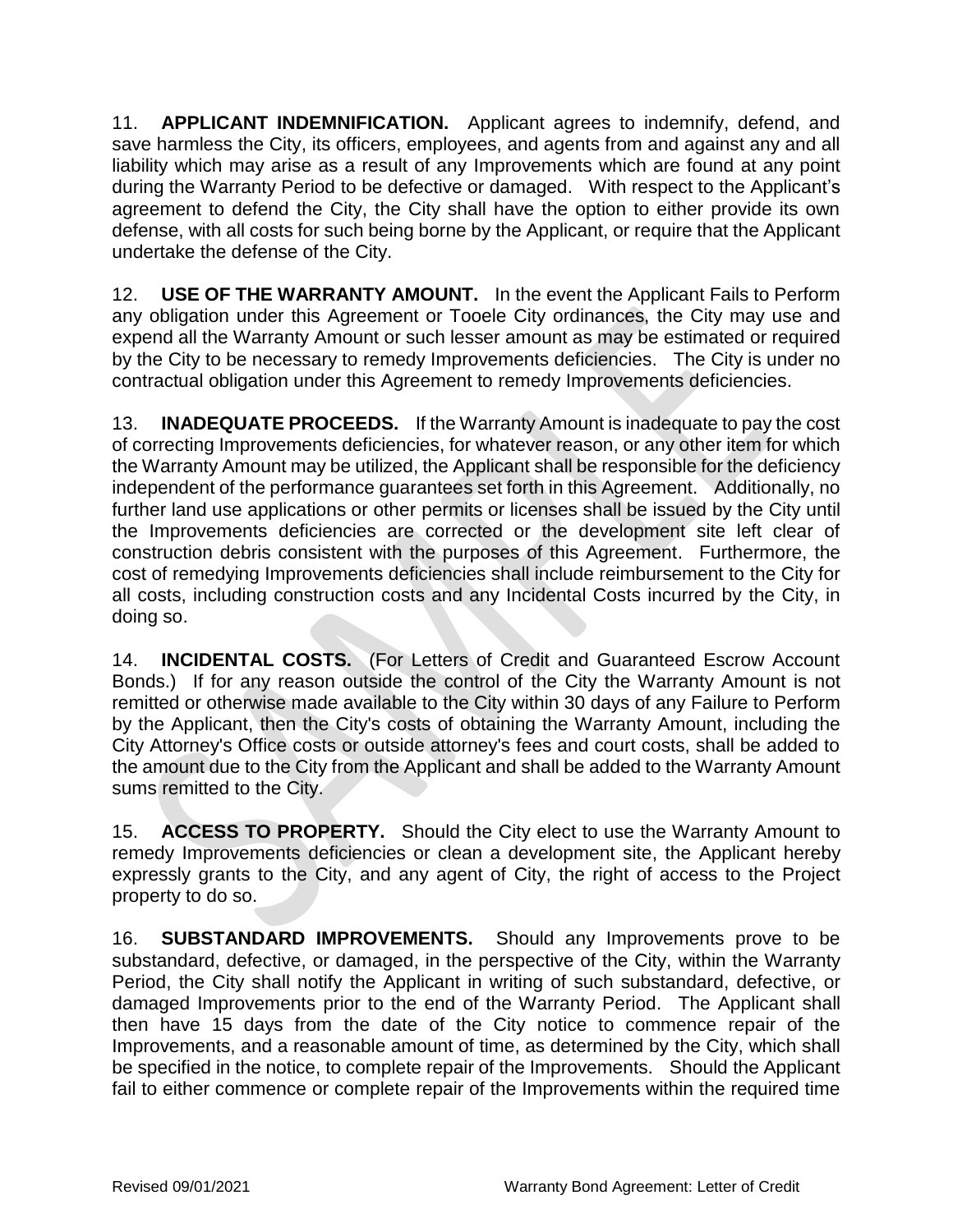11. **APPLICANT INDEMNIFICATION.** Applicant agrees to indemnify, defend, and save harmless the City, its officers, employees, and agents from and against any and all liability which may arise as a result of any Improvements which are found at any point during the Warranty Period to be defective or damaged. With respect to the Applicant's agreement to defend the City, the City shall have the option to either provide its own defense, with all costs for such being borne by the Applicant, or require that the Applicant undertake the defense of the City.

12. **USE OF THE WARRANTY AMOUNT.** In the event the Applicant Fails to Perform any obligation under this Agreement or Tooele City ordinances, the City may use and expend all the Warranty Amount or such lesser amount as may be estimated or required by the City to be necessary to remedy Improvements deficiencies. The City is under no contractual obligation under this Agreement to remedy Improvements deficiencies.

13. **INADEQUATE PROCEEDS.** If the Warranty Amount is inadequate to pay the cost of correcting Improvements deficiencies, for whatever reason, or any other item for which the Warranty Amount may be utilized, the Applicant shall be responsible for the deficiency independent of the performance guarantees set forth in this Agreement. Additionally, no further land use applications or other permits or licenses shall be issued by the City until the Improvements deficiencies are corrected or the development site left clear of construction debris consistent with the purposes of this Agreement. Furthermore, the cost of remedying Improvements deficiencies shall include reimbursement to the City for all costs, including construction costs and any Incidental Costs incurred by the City, in doing so.

14. **INCIDENTAL COSTS.** (For Letters of Credit and Guaranteed Escrow Account Bonds.) If for any reason outside the control of the City the Warranty Amount is not remitted or otherwise made available to the City within 30 days of any Failure to Perform by the Applicant, then the City's costs of obtaining the Warranty Amount, including the City Attorney's Office costs or outside attorney's fees and court costs, shall be added to the amount due to the City from the Applicant and shall be added to the Warranty Amount sums remitted to the City.

15. **ACCESS TO PROPERTY.** Should the City elect to use the Warranty Amount to remedy Improvements deficiencies or clean a development site, the Applicant hereby expressly grants to the City, and any agent of City, the right of access to the Project property to do so.

16. **SUBSTANDARD IMPROVEMENTS.** Should any Improvements prove to be substandard, defective, or damaged, in the perspective of the City, within the Warranty Period, the City shall notify the Applicant in writing of such substandard, defective, or damaged Improvements prior to the end of the Warranty Period. The Applicant shall then have 15 days from the date of the City notice to commence repair of the Improvements, and a reasonable amount of time, as determined by the City, which shall be specified in the notice, to complete repair of the Improvements. Should the Applicant fail to either commence or complete repair of the Improvements within the required time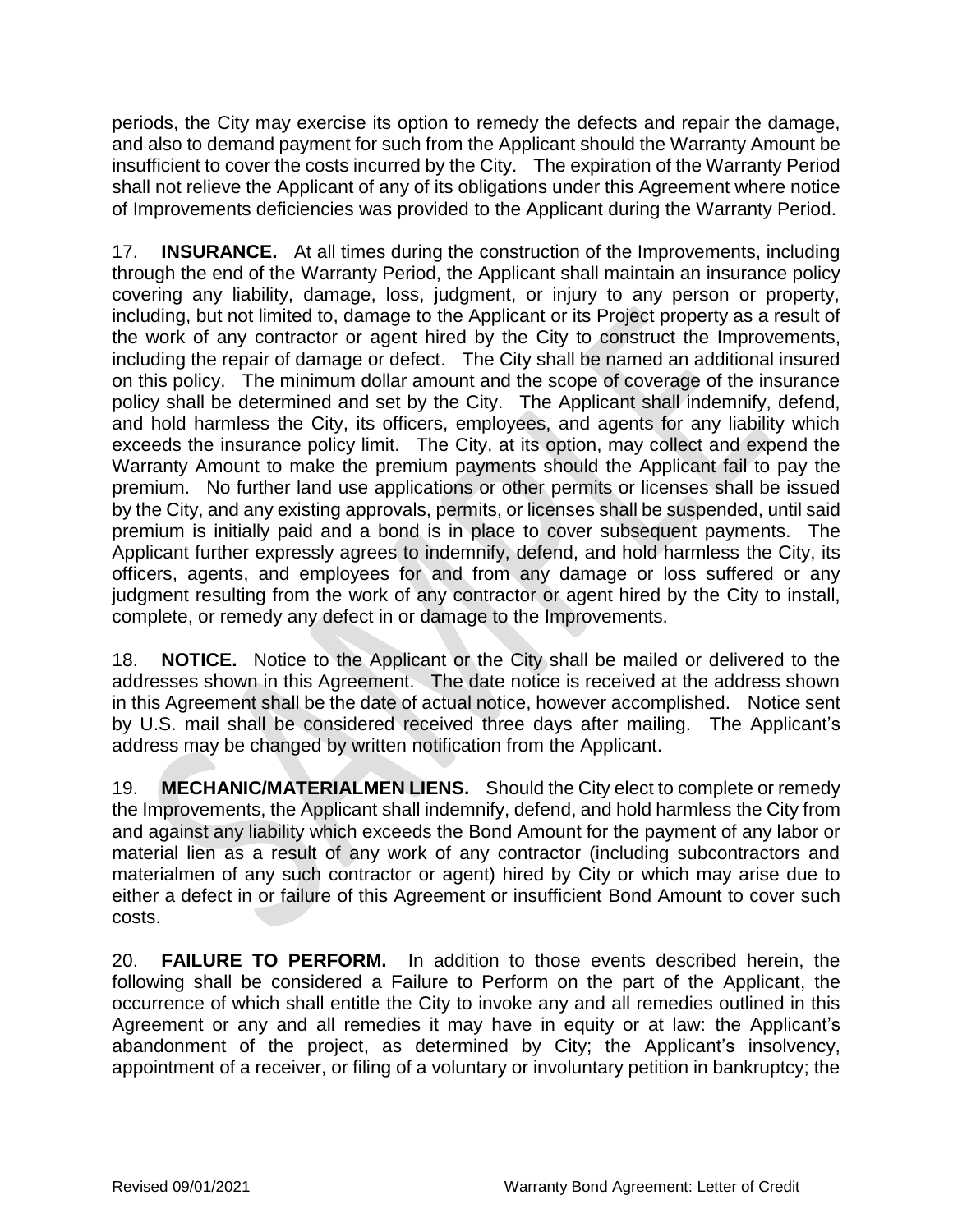periods, the City may exercise its option to remedy the defects and repair the damage, and also to demand payment for such from the Applicant should the Warranty Amount be insufficient to cover the costs incurred by the City. The expiration of the Warranty Period shall not relieve the Applicant of any of its obligations under this Agreement where notice of Improvements deficiencies was provided to the Applicant during the Warranty Period.

17. **INSURANCE.** At all times during the construction of the Improvements, including through the end of the Warranty Period, the Applicant shall maintain an insurance policy covering any liability, damage, loss, judgment, or injury to any person or property, including, but not limited to, damage to the Applicant or its Project property as a result of the work of any contractor or agent hired by the City to construct the Improvements, including the repair of damage or defect. The City shall be named an additional insured on this policy. The minimum dollar amount and the scope of coverage of the insurance policy shall be determined and set by the City. The Applicant shall indemnify, defend, and hold harmless the City, its officers, employees, and agents for any liability which exceeds the insurance policy limit. The City, at its option, may collect and expend the Warranty Amount to make the premium payments should the Applicant fail to pay the premium. No further land use applications or other permits or licenses shall be issued by the City, and any existing approvals, permits, or licenses shall be suspended, until said premium is initially paid and a bond is in place to cover subsequent payments. The Applicant further expressly agrees to indemnify, defend, and hold harmless the City, its officers, agents, and employees for and from any damage or loss suffered or any judgment resulting from the work of any contractor or agent hired by the City to install, complete, or remedy any defect in or damage to the Improvements.

18. **NOTICE.** Notice to the Applicant or the City shall be mailed or delivered to the addresses shown in this Agreement. The date notice is received at the address shown in this Agreement shall be the date of actual notice, however accomplished. Notice sent by U.S. mail shall be considered received three days after mailing. The Applicant's address may be changed by written notification from the Applicant.

19. **MECHANIC/MATERIALMEN LIENS.** Should the City elect to complete or remedy the Improvements, the Applicant shall indemnify, defend, and hold harmless the City from and against any liability which exceeds the Bond Amount for the payment of any labor or material lien as a result of any work of any contractor (including subcontractors and materialmen of any such contractor or agent) hired by City or which may arise due to either a defect in or failure of this Agreement or insufficient Bond Amount to cover such costs.

20. **FAILURE TO PERFORM.** In addition to those events described herein, the following shall be considered a Failure to Perform on the part of the Applicant, the occurrence of which shall entitle the City to invoke any and all remedies outlined in this Agreement or any and all remedies it may have in equity or at law: the Applicant's abandonment of the project, as determined by City; the Applicant's insolvency, appointment of a receiver, or filing of a voluntary or involuntary petition in bankruptcy; the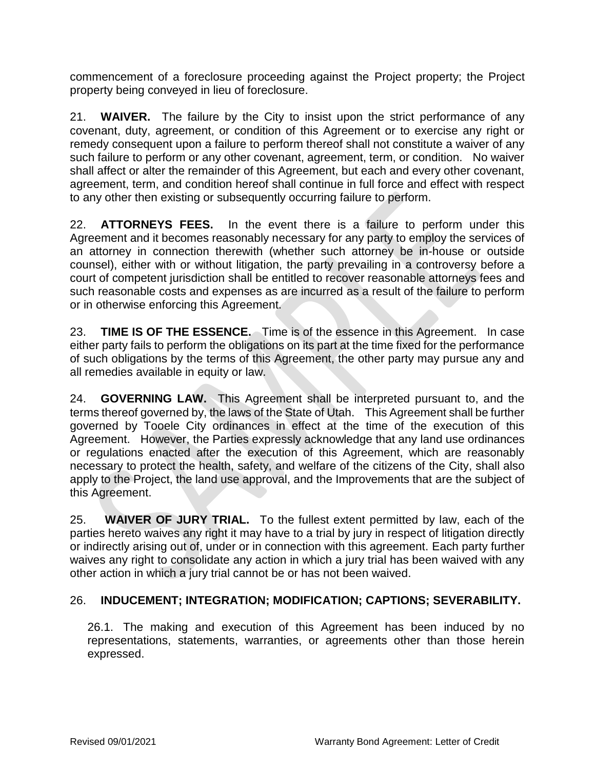commencement of a foreclosure proceeding against the Project property; the Project property being conveyed in lieu of foreclosure.

21. **WAIVER.** The failure by the City to insist upon the strict performance of any covenant, duty, agreement, or condition of this Agreement or to exercise any right or remedy consequent upon a failure to perform thereof shall not constitute a waiver of any such failure to perform or any other covenant, agreement, term, or condition. No waiver shall affect or alter the remainder of this Agreement, but each and every other covenant, agreement, term, and condition hereof shall continue in full force and effect with respect to any other then existing or subsequently occurring failure to perform.

22. **ATTORNEYS FEES.** In the event there is a failure to perform under this Agreement and it becomes reasonably necessary for any party to employ the services of an attorney in connection therewith (whether such attorney be in-house or outside counsel), either with or without litigation, the party prevailing in a controversy before a court of competent jurisdiction shall be entitled to recover reasonable attorneys fees and such reasonable costs and expenses as are incurred as a result of the failure to perform or in otherwise enforcing this Agreement.

23. **TIME IS OF THE ESSENCE.** Time is of the essence in this Agreement. In case either party fails to perform the obligations on its part at the time fixed for the performance of such obligations by the terms of this Agreement, the other party may pursue any and all remedies available in equity or law.

24. **GOVERNING LAW.** This Agreement shall be interpreted pursuant to, and the terms thereof governed by, the laws of the State of Utah. This Agreement shall be further governed by Tooele City ordinances in effect at the time of the execution of this Agreement. However, the Parties expressly acknowledge that any land use ordinances or regulations enacted after the execution of this Agreement, which are reasonably necessary to protect the health, safety, and welfare of the citizens of the City, shall also apply to the Project, the land use approval, and the Improvements that are the subject of this Agreement.

25. **WAIVER OF JURY TRIAL.** To the fullest extent permitted by law, each of the parties hereto waives any right it may have to a trial by jury in respect of litigation directly or indirectly arising out of, under or in connection with this agreement. Each party further waives any right to consolidate any action in which a jury trial has been waived with any other action in which a jury trial cannot be or has not been waived.

26. **INDUCEMENT; INTEGRATION; MODIFICATION; CAPTIONS; SEVERABILITY.**

26.1. The making and execution of this Agreement has been induced by no representations, statements, warranties, or agreements other than those herein expressed.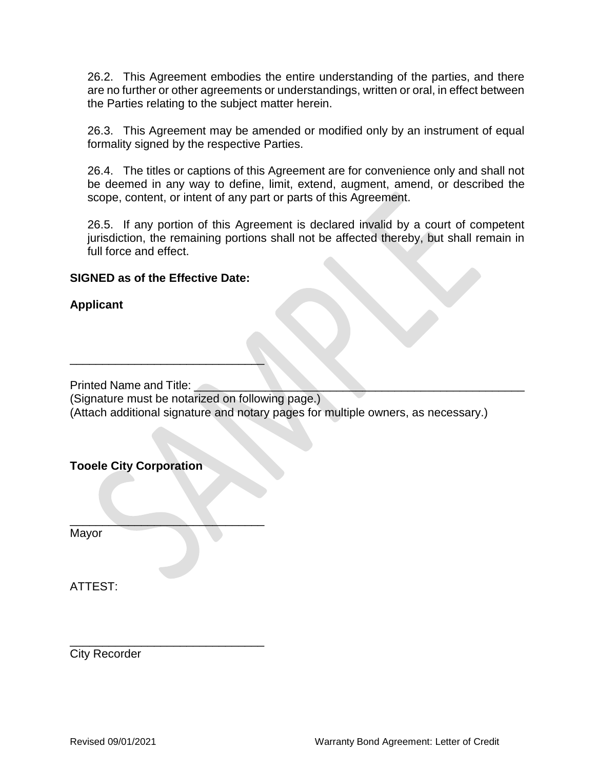26.2. This Agreement embodies the entire understanding of the parties, and there are no further or other agreements or understandings, written or oral, in effect between the Parties relating to the subject matter herein.

26.3. This Agreement may be amended or modified only by an instrument of equal formality signed by the respective Parties.

26.4. The titles or captions of this Agreement are for convenience only and shall not be deemed in any way to define, limit, extend, augment, amend, or described the scope, content, or intent of any part or parts of this Agreement.

26.5. If any portion of this Agreement is declared invalid by a court of competent jurisdiction, the remaining portions shall not be affected thereby, but shall remain in full force and effect.

**SIGNED as of the Effective Date:**

**Applicant**

______________________________

Printed Name and Title: ______________________________________________
(Signature must be notarized on following page.)
(Attach additional signature and notary pages for multiple owners, as necessary.)

**Tooele City Corporation**

______________________________
Mayor

ATTEST:

______________________________
City Recorder

Revised 09/01/2021 Warranty Bond Agreement: Letter of Credit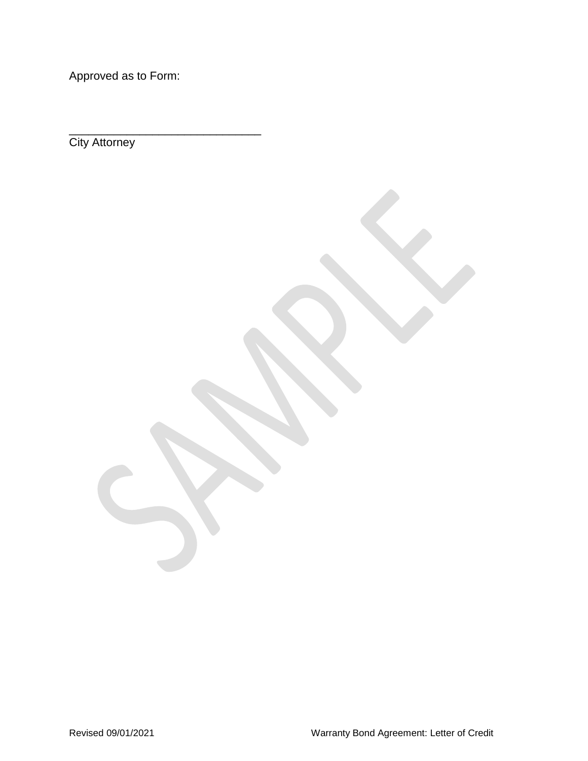Approved as to Form:

_______________________________
City Attorney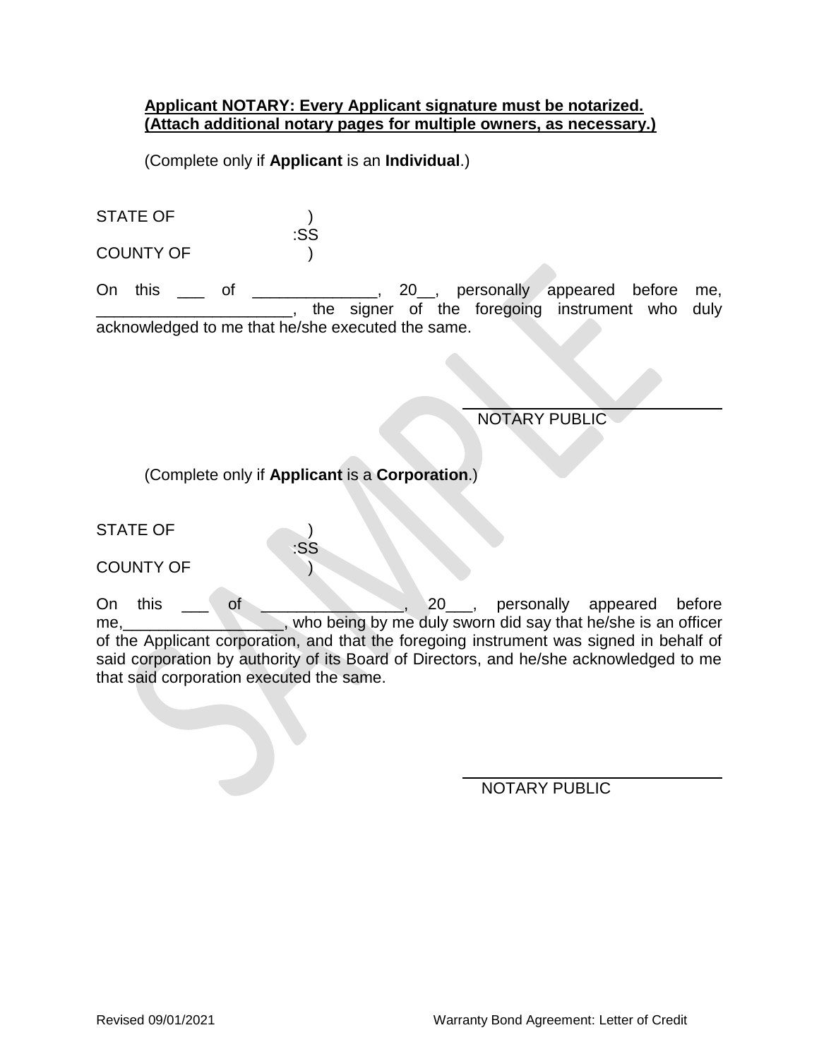**Applicant NOTARY: Every Applicant signature must be notarized. (Attach additional notary pages for multiple owners, as necessary.)**

(Complete only if **Applicant** is an **Individual**.)

STATE OF )
:SS
COUNTY OF )

On this ___ of ______________, 20__, personally appeared before me, ______________________, the signer of the foregoing instrument who duly acknowledged to me that he/she executed the same.

______________________________
NOTARY PUBLIC

(Complete only if **Applicant** is a **Corporation**.)

STATE OF )
:SS
COUNTY OF )

On this ___ of ________________, 20___, personally appeared before me,__________________, who being by me duly sworn did say that he/she is an officer of the Applicant corporation, and that the foregoing instrument was signed in behalf of said corporation by authority of its Board of Directors, and he/she acknowledged to me that said corporation executed the same.

______________________________
NOTARY PUBLIC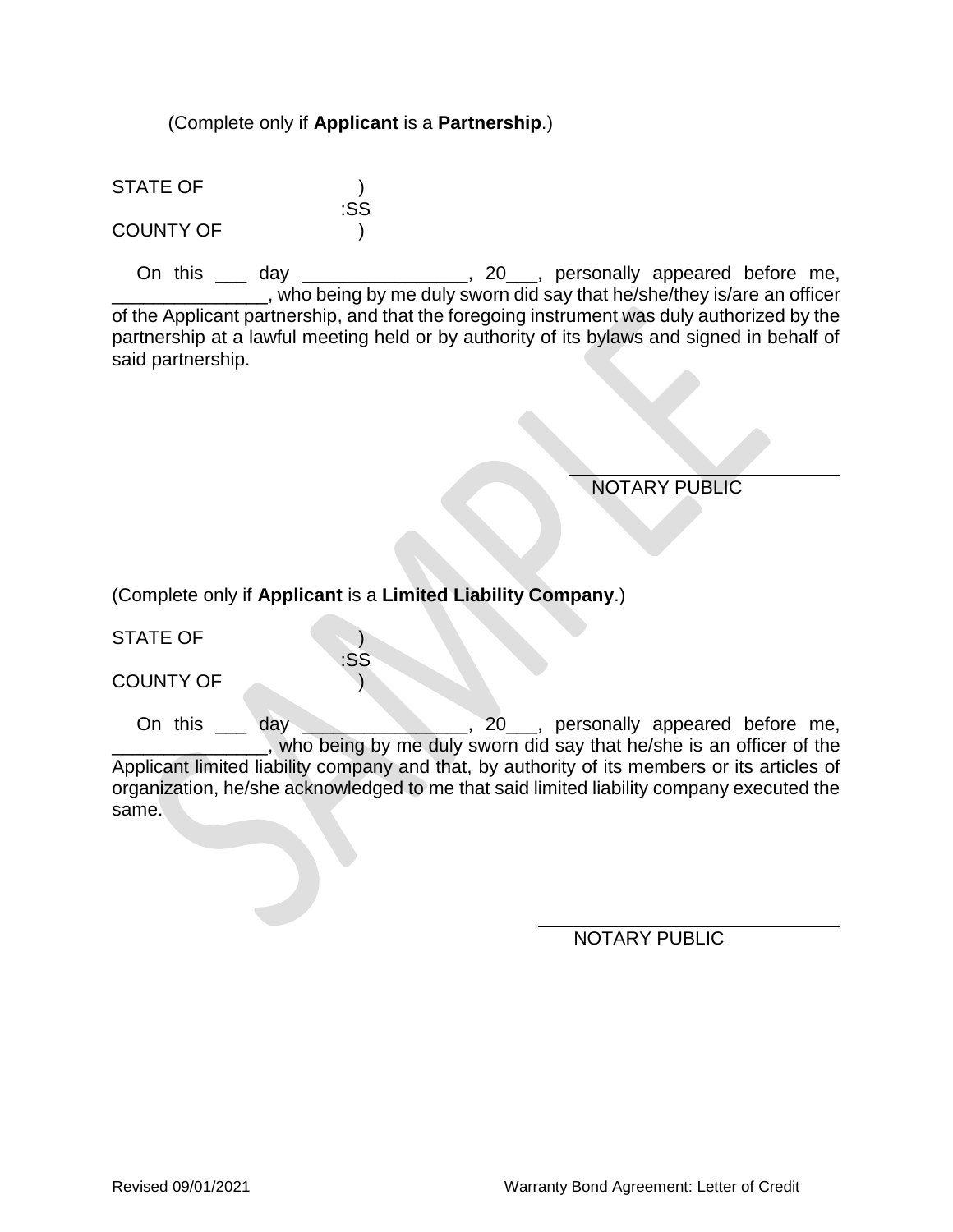(Complete only if **Applicant** is a **Partnership**.)

STATE OF )
:SS
COUNTY OF )

On this ___ day ________________, 20___, personally appeared before me, _______________, who being by me duly sworn did say that he/she/they is/are an officer of the Applicant partnership, and that the foregoing instrument was duly authorized by the partnership at a lawful meeting held or by authority of its bylaws and signed in behalf of said partnership.

NOTARY PUBLIC

(Complete only if **Applicant** is a **Limited Liability Company**.)

STATE OF )
:SS
COUNTY OF )

On this ___ day ________________, 20___, personally appeared before me, _______________, who being by me duly sworn did say that he/she is an officer of the Applicant limited liability company and that, by authority of its members or its articles of organization, he/she acknowledged to me that said limited liability company executed the same.

NOTARY PUBLIC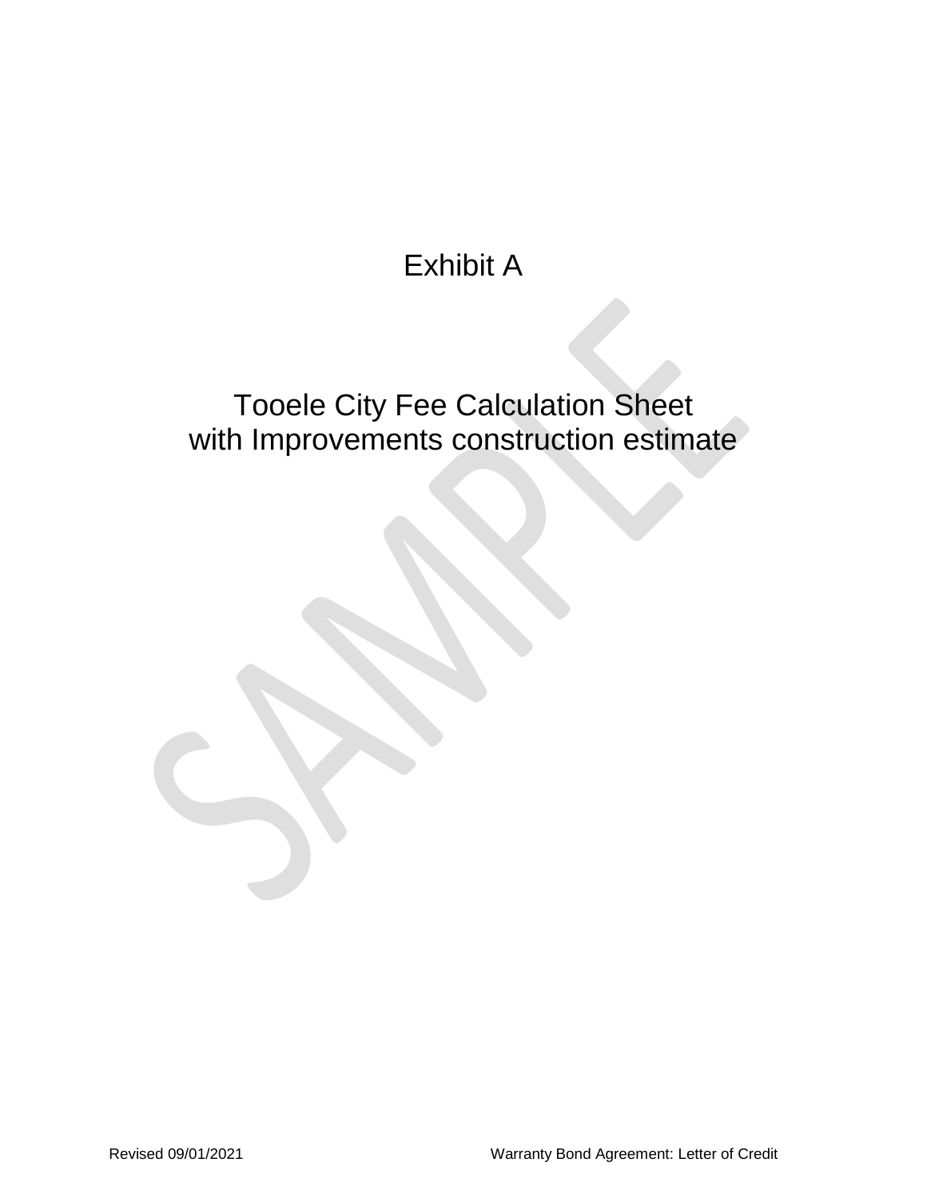# Exhibit A

## Tooele City Fee Calculation Sheet with Improvements construction estimate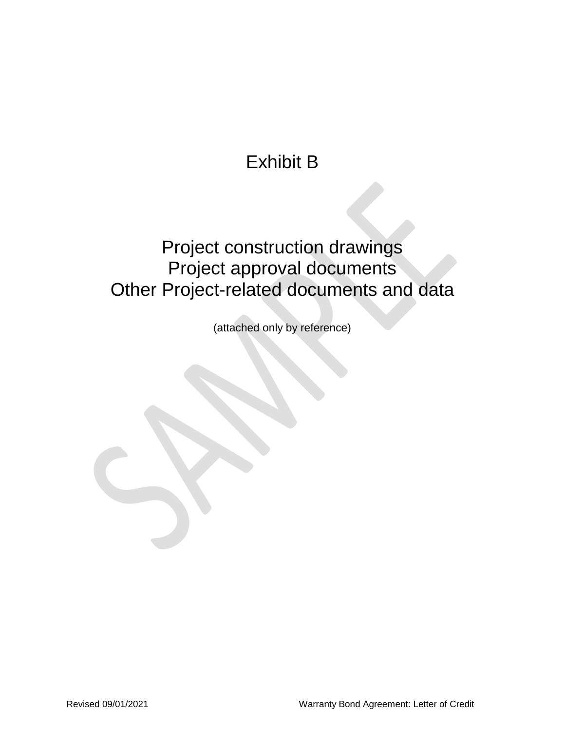# Exhibit B

## Project construction drawings
## Project approval documents
## Other Project-related documents and data

(attached only by reference)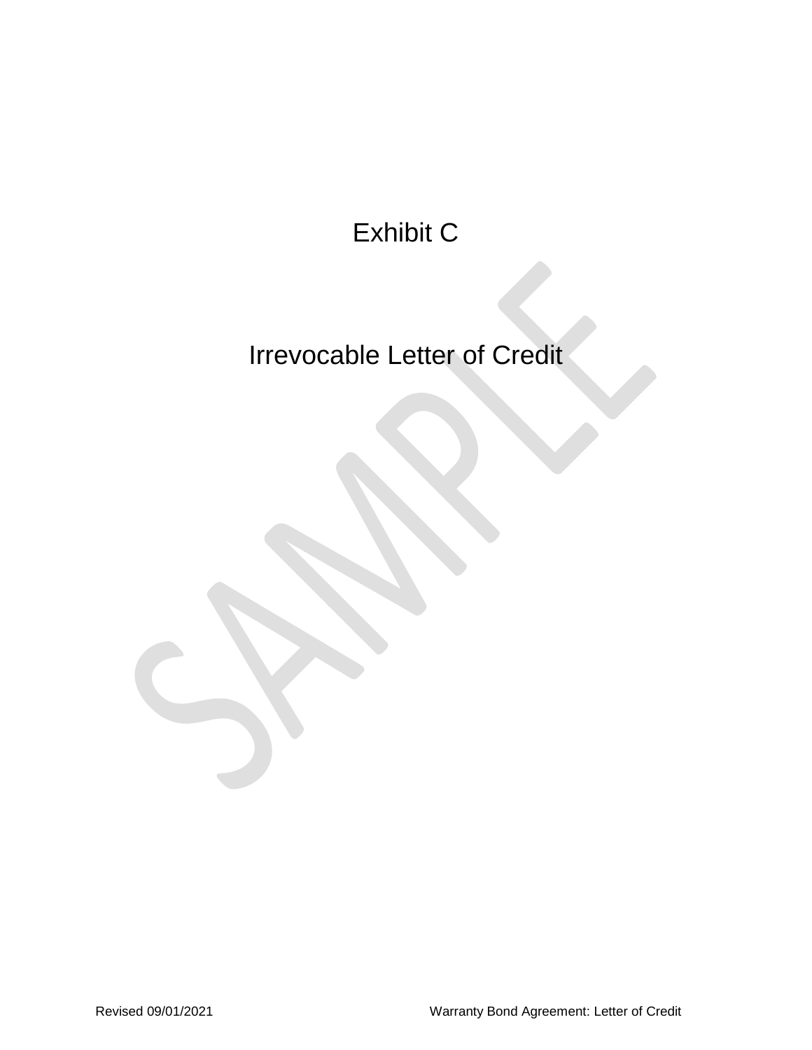# Exhibit C

# Irrevocable Letter of Credit